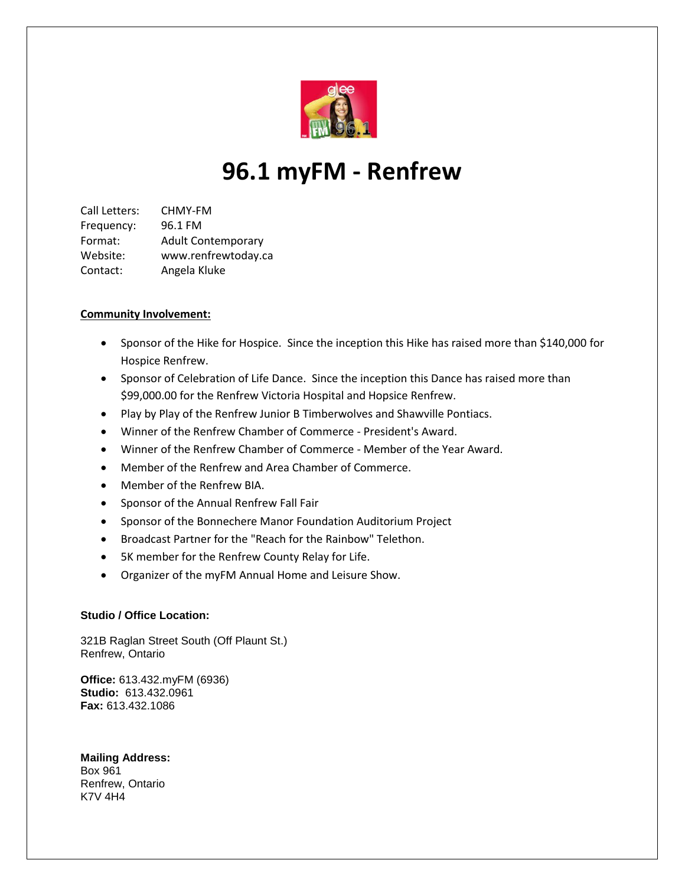# 96.1 myFM - Renfrew

Call Letters: CHMY-FM
Frequency: 96.1 FM
Format: Adult Contemporary
Website: www.renfrewtoday.ca
Contact: Angela Kluke

**Community Involvement:**

- Sponsor of the Hike for Hospice. Since the inception this Hike has raised more than $140,000 for Hospice Renfrew.
- Sponsor of Celebration of Life Dance. Since the inception this Dance has raised more than $99,000.00 for the Renfrew Victoria Hospital and Hopsice Renfrew.
- Play by Play of the Renfrew Junior B Timberwolves and Shawville Pontiacs.
- Winner of the Renfrew Chamber of Commerce - President's Award.
- Winner of the Renfrew Chamber of Commerce - Member of the Year Award.
- Member of the Renfrew and Area Chamber of Commerce.
- Member of the Renfrew BIA.
- Sponsor of the Annual Renfrew Fall Fair
- Sponsor of the Bonnechere Manor Foundation Auditorium Project
- Broadcast Partner for the "Reach for the Rainbow" Telethon.
- 5K member for the Renfrew County Relay for Life.
- Organizer of the myFM Annual Home and Leisure Show.

**Studio / Office Location:**

321B Raglan Street South (Off Plaunt St.)
Renfrew, Ontario

**Office:** 613.432.myFM (6936)
**Studio:** 613.432.0961
**Fax:** 613.432.1086

**Mailing Address:**
Box 961
Renfrew, Ontario
K7V 4H4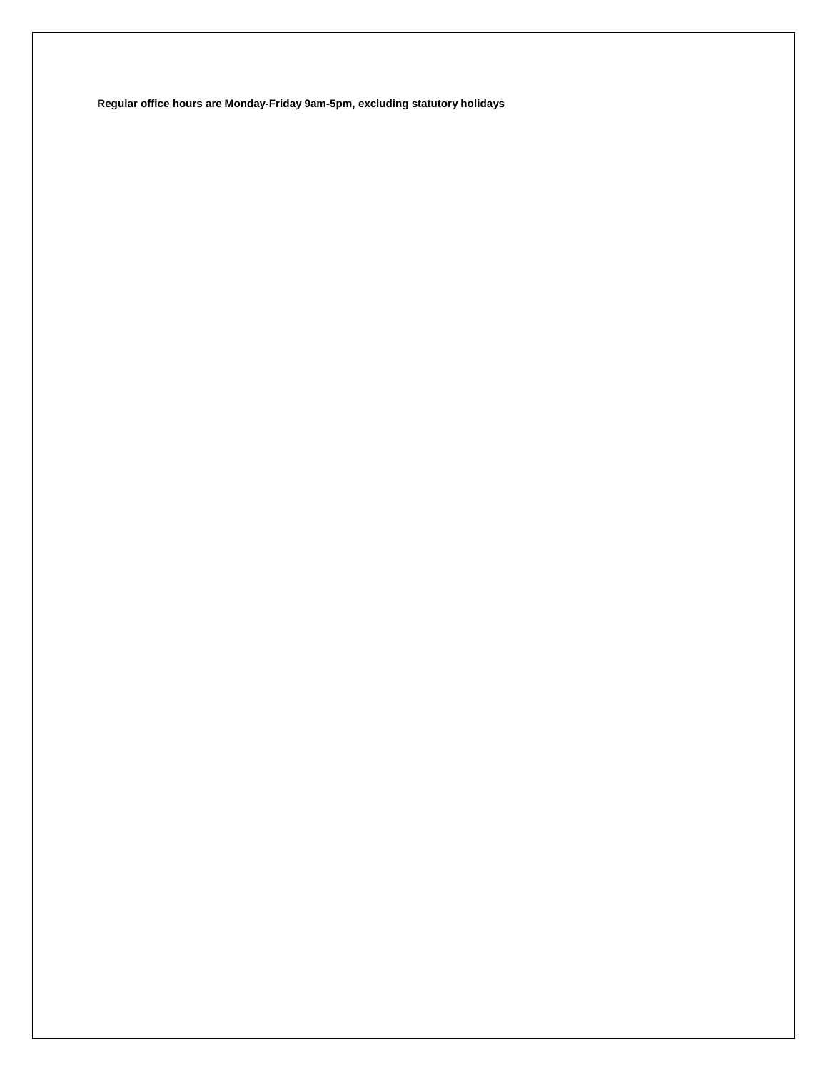**Regular office hours are Monday-Friday 9am-5pm, excluding statutory holidays**